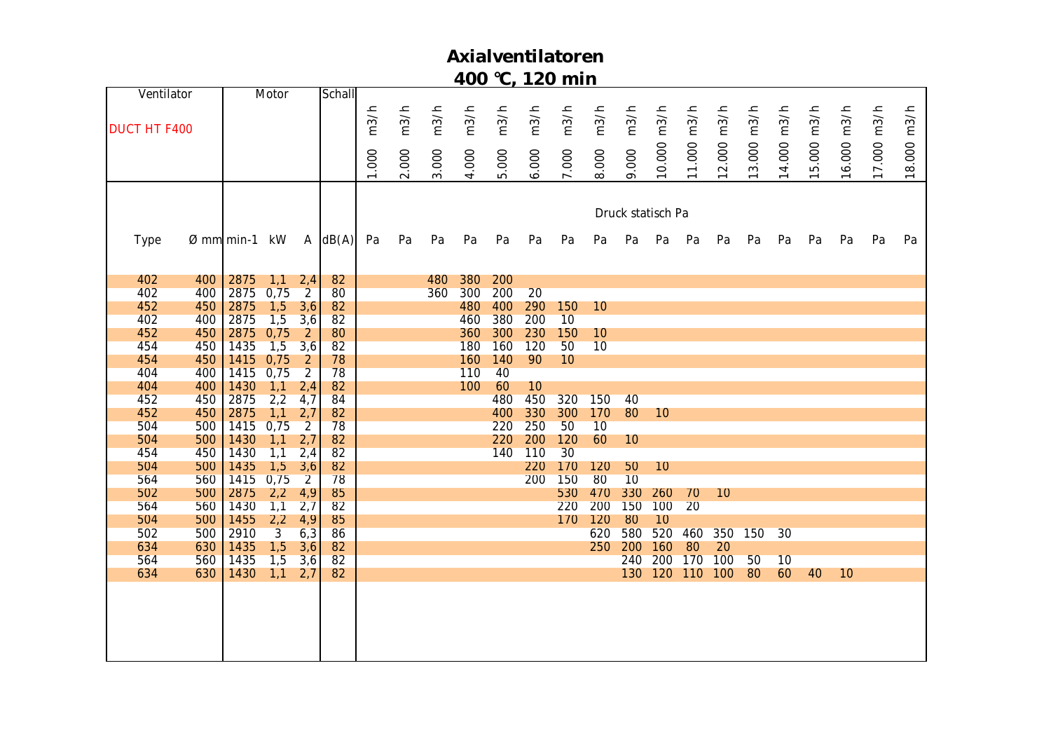# Axialventilatoren

## 400 °C, 120 min

| Ventilator | | Motor | | | Schall | 1.000 m3/h | 2.000 m3/h | 3.000 m3/h | 4.000 m3/h | 5.000 m3/h | 6.000 m3/h | 7.000 m3/h | 8.000 m3/h | 9.000 m3/h | 10.000 m3/h | 11.000 m3/h | 12.000 m3/h | 13.000 m3/h | 14.000 m3/h | 15.000 m3/h | 16.000 m3/h | 17.000 m3/h | 18.000 m3/h |
|---|---|---|---|---|---|---|---|---|---|---|---|---|---|---|---|---|---|---|---|---|---|---|---|
| DUCT HT F400 | | | | | | Druck statisch Pa | | | | | | | | | | | | | | | | | |
| Type | Ø mm | min-1 | kW | A | dB(A) | Pa | Pa | Pa | Pa | Pa | Pa | Pa | Pa | Pa | Pa | Pa | Pa | Pa | Pa | Pa | Pa | Pa | Pa |
| 402 | 400 | 2875 | 1,1 | 2,4 | 82 | | | 480 | 380 | 200 | | | | | | | | | | | | | |
| 402 | 400 | 2875 | 0,75 | 2 | 80 | | | 360 | 300 | 200 | 20 | | | | | | | | | | | | |
| 452 | 450 | 2875 | 1,5 | 3,6 | 82 | | | | 480 | 400 | 290 | 150 | 10 | | | | | | | | | | |
| 402 | 400 | 2875 | 1,5 | 3,6 | 82 | | | | 460 | 380 | 200 | 10 | | | | | | | | | | | |
| 452 | 450 | 2875 | 0,75 | 2 | 80 | | | | 360 | 300 | 230 | 150 | 10 | | | | | | | | | | |
| 454 | 450 | 1435 | 1,5 | 3,6 | 82 | | | | 180 | 160 | 120 | 50 | 10 | | | | | | | | | | |
| 454 | 450 | 1415 | 0,75 | 2 | 78 | | | | 160 | 140 | 90 | 10 | | | | | | | | | | | |
| 404 | 400 | 1415 | 0,75 | 2 | 78 | | | | 110 | 40 | | | | | | | | | | | | | |
| 404 | 400 | 1430 | 1,1 | 2,4 | 82 | | | | 100 | 60 | 10 | | | | | | | | | | | | |
| 452 | 450 | 2875 | 2,2 | 4,7 | 84 | | | | | 480 | 450 | 320 | 150 | 40 | | | | | | | | | |
| 452 | 450 | 2875 | 1,1 | 2,7 | 82 | | | | | 400 | 330 | 300 | 170 | 80 | 10 | | | | | | | | |
| 504 | 500 | 1415 | 0,75 | 2 | 78 | | | | | 220 | 250 | 50 | 10 | | | | | | | | | | |
| 504 | 500 | 1430 | 1,1 | 2,7 | 82 | | | | | 220 | 200 | 120 | 60 | 10 | | | | | | | | | |
| 454 | 450 | 1430 | 1,1 | 2,4 | 82 | | | | | 140 | 110 | 30 | | | | | | | | | | | |
| 504 | 500 | 1435 | 1,5 | 3,6 | 82 | | | | | | 220 | 170 | 120 | 50 | 10 | | | | | | | | |
| 564 | 560 | 1415 | 0,75 | 2 | 78 | | | | | | 200 | 150 | 80 | 10 | | | | | | | | | |
| 502 | 500 | 2875 | 2,2 | 4,9 | 85 | | | | | | | 530 | 470 | 330 | 260 | 70 | 10 | | | | | | |
| 564 | 560 | 1430 | 1,1 | 2,7 | 82 | | | | | | | 220 | 200 | 150 | 100 | 20 | | | | | | | |
| 504 | 500 | 1455 | 2,2 | 4,9 | 85 | | | | | | | 170 | 120 | 80 | 10 | | | | | | | | |
| 502 | 500 | 2910 | 3 | 6,3 | 86 | | | | | | | | 620 | 580 | 520 | 460 | 350 | 150 | 30 | | | | |
| 634 | 630 | 1435 | 1,5 | 3,6 | 82 | | | | | | | | 250 | 200 | 160 | 80 | 20 | | | | | | |
| 564 | 560 | 1435 | 1,5 | 3,6 | 82 | | | | | | | | | 240 | 200 | 170 | 100 | 50 | 10 | | | | |
| 634 | 630 | 1430 | 1,1 | 2,7 | 82 | | | | | | | | | 130 | 120 | 110 | 100 | 80 | 60 | 40 | 10 | | |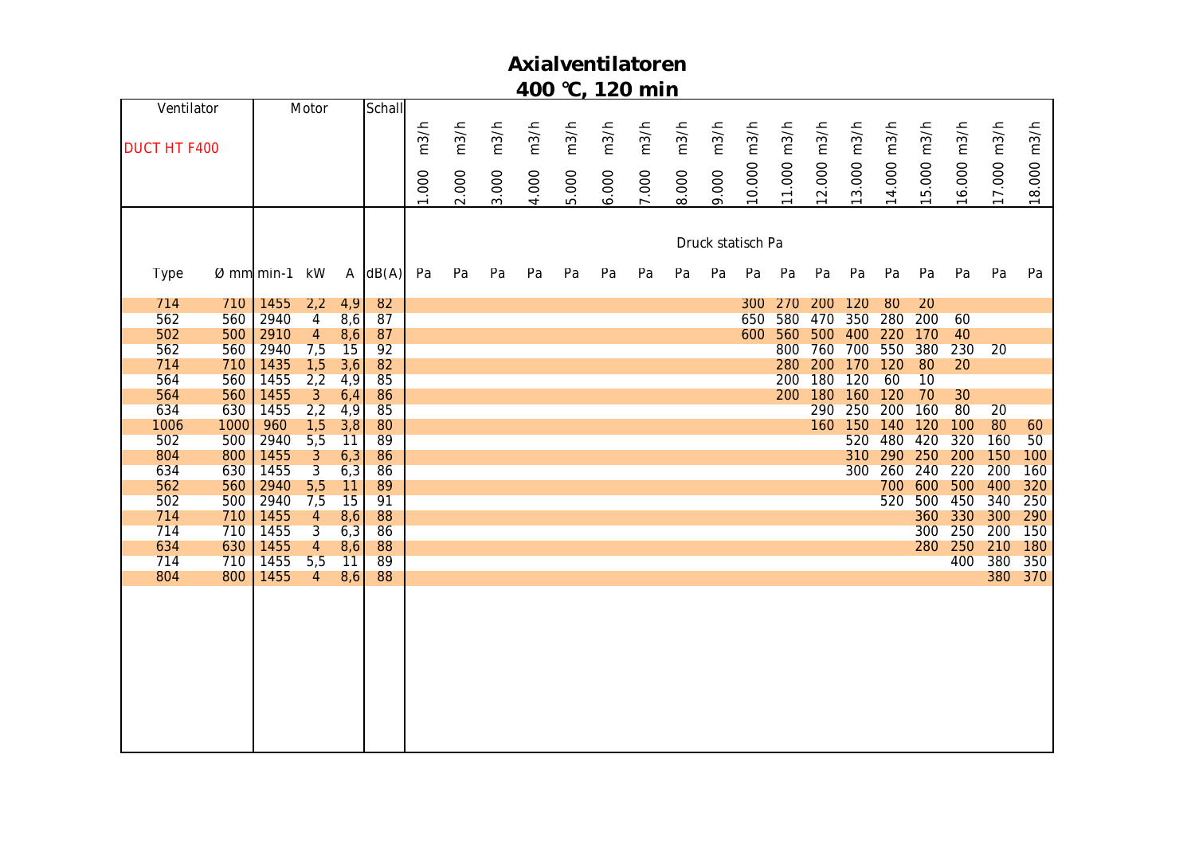# Axialventilatoren
## 400 ℃, 120 min

Ventilator: DUCT HT F400

Druck statisch Pa

| Ventilator | | Motor | | | Schall | 1.000 m3/h | 2.000 m3/h | 3.000 m3/h | 4.000 m3/h | 5.000 m3/h | 6.000 m3/h | 7.000 m3/h | 8.000 m3/h | 9.000 m3/h | 10.000 m3/h | 11.000 m3/h | 12.000 m3/h | 13.000 m3/h | 14.000 m3/h | 15.000 m3/h | 16.000 m3/h | 17.000 m3/h | 18.000 m3/h |
|---|---|---|---|---|---|---|---|---|---|---|---|---|---|---|---|---|---|---|---|---|---|---|---|
| Type | Ø mm | min-1 | kW | A | dB(A) | Pa | Pa | Pa | Pa | Pa | Pa | Pa | Pa | Pa | Pa | Pa | Pa | Pa | Pa | Pa | Pa | Pa | Pa |
| 714 | 710 | 1455 | 2,2 | 4,9 | 82 | | | | | | | | | | 300 | 270 | 200 | 120 | 80 | 20 | | | |
| 562 | 560 | 2940 | 4 | 8,6 | 87 | | | | | | | | | | 650 | 580 | 470 | 350 | 280 | 200 | 60 | | |
| 502 | 500 | 2910 | 4 | 8,6 | 87 | | | | | | | | | | 600 | 560 | 500 | 400 | 220 | 170 | 40 | | |
| 562 | 560 | 2940 | 7,5 | 15 | 92 | | | | | | | | | | | 800 | 760 | 700 | 550 | 380 | 230 | 20 | |
| 714 | 710 | 1435 | 1,5 | 3,6 | 82 | | | | | | | | | | | 280 | 200 | 170 | 120 | 80 | 20 | | |
| 564 | 560 | 1455 | 2,2 | 4,9 | 85 | | | | | | | | | | | 200 | 180 | 120 | 60 | 10 | | | |
| 564 | 560 | 1455 | 3 | 6,4 | 86 | | | | | | | | | | | 200 | 180 | 160 | 120 | 70 | 30 | | |
| 634 | 630 | 1455 | 2,2 | 4,9 | 85 | | | | | | | | | | | | 290 | 250 | 200 | 160 | 80 | 20 | |
| 1006 | 1000 | 960 | 1,5 | 3,8 | 80 | | | | | | | | | | | | 160 | 150 | 140 | 120 | 100 | 80 | 60 |
| 502 | 500 | 2940 | 5,5 | 11 | 89 | | | | | | | | | | | | | 520 | 480 | 420 | 320 | 160 | 50 |
| 804 | 800 | 1455 | 3 | 6,3 | 86 | | | | | | | | | | | | | 310 | 290 | 250 | 200 | 150 | 100 |
| 634 | 630 | 1455 | 3 | 6,3 | 86 | | | | | | | | | | | | | 300 | 260 | 240 | 220 | 200 | 160 |
| 562 | 560 | 2940 | 5,5 | 11 | 89 | | | | | | | | | | | | | | 700 | 600 | 500 | 400 | 320 |
| 502 | 500 | 2940 | 7,5 | 15 | 91 | | | | | | | | | | | | | | 520 | 500 | 450 | 340 | 250 |
| 714 | 710 | 1455 | 4 | 8,6 | 88 | | | | | | | | | | | | | | | 360 | 330 | 300 | 290 |
| 714 | 710 | 1455 | 3 | 6,3 | 86 | | | | | | | | | | | | | | | 300 | 250 | 200 | 150 |
| 634 | 630 | 1455 | 4 | 8,6 | 88 | | | | | | | | | | | | | | | 280 | 250 | 210 | 180 |
| 714 | 710 | 1455 | 5,5 | 11 | 89 | | | | | | | | | | | | | | | | 400 | 380 | 350 |
| 804 | 800 | 1455 | 4 | 8,6 | 88 | | | | | | | | | | | | | | | | | 380 | 370 |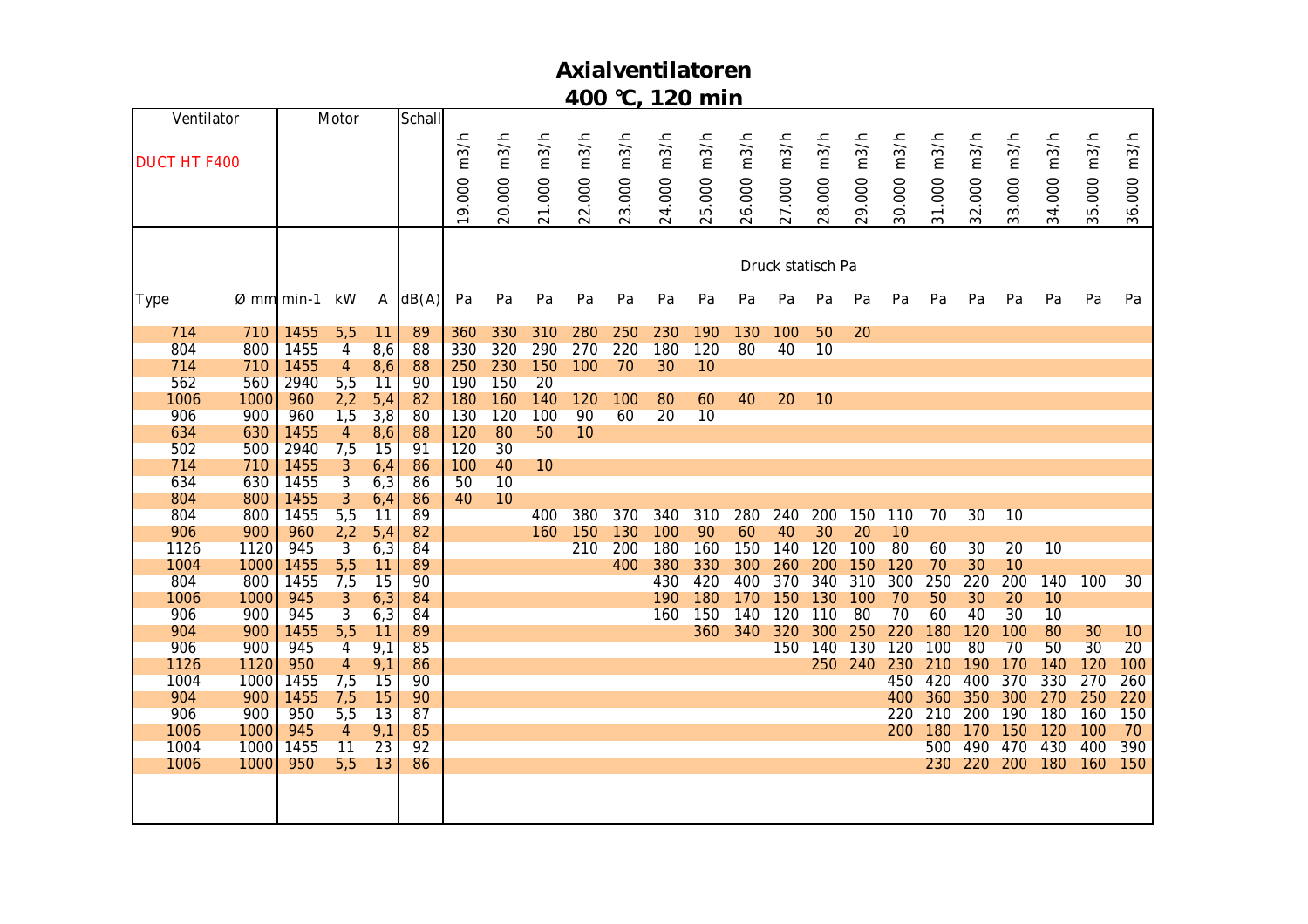# Axialventilatoren
## 400 °C, 120 min

| Ventilator | | Motor | | | Schall | 19.000 m3/h | 20.000 m3/h | 21.000 m3/h | 22.000 m3/h | 23.000 m3/h | 24.000 m3/h | 25.000 m3/h | 26.000 m3/h | 27.000 m3/h | 28.000 m3/h | 29.000 m3/h | 30.000 m3/h | 31.000 m3/h | 32.000 m3/h | 33.000 m3/h | 34.000 m3/h | 35.000 m3/h | 36.000 m3/h |
|---|---|---|---|---|---|---|---|---|---|---|---|---|---|---|---|---|---|---|---|---|---|---|---|
| DUCT HT F400 | | | | | | Druck statisch Pa | | | | | | | | | | | | | | | | | |
| Type | Ø mm | min-1 | kW | A | dB(A) | Pa | Pa | Pa | Pa | Pa | Pa | Pa | Pa | Pa | Pa | Pa | Pa | Pa | Pa | Pa | Pa | Pa | Pa |
| 714 | 710 | 1455 | 5,5 | 11 | 89 | 360 | 330 | 310 | 280 | 250 | 230 | 190 | 130 | 100 | 50 | 20 | | | | | | | |
| 804 | 800 | 1455 | 4 | 8,6 | 88 | 330 | 320 | 290 | 270 | 220 | 180 | 120 | 80 | 40 | 10 | | | | | | | | |
| 714 | 710 | 1455 | 4 | 8,6 | 88 | 250 | 230 | 150 | 100 | 70 | 30 | 10 | | | | | | | | | | | |
| 562 | 560 | 2940 | 5,5 | 11 | 90 | 190 | 150 | 20 | | | | | | | | | | | | | | | |
| 1006 | 1000 | 960 | 2,2 | 5,4 | 82 | 180 | 160 | 140 | 120 | 100 | 80 | 60 | 40 | 20 | 10 | | | | | | | | |
| 906 | 900 | 960 | 1,5 | 3,8 | 80 | 130 | 120 | 100 | 90 | 60 | 20 | 10 | | | | | | | | | | | |
| 634 | 630 | 1455 | 4 | 8,6 | 88 | 120 | 80 | 50 | 10 | | | | | | | | | | | | | | |
| 502 | 500 | 2940 | 7,5 | 15 | 91 | 120 | 30 | | | | | | | | | | | | | | | | |
| 714 | 710 | 1455 | 3 | 6,4 | 86 | 100 | 40 | 10 | | | | | | | | | | | | | | | |
| 634 | 630 | 1455 | 3 | 6,3 | 86 | 50 | 10 | | | | | | | | | | | | | | | | |
| 804 | 800 | 1455 | 3 | 6,4 | 86 | 40 | 10 | | | | | | | | | | | | | | | | |
| 804 | 800 | 1455 | 5,5 | 11 | 89 | | | 400 | 380 | 370 | 340 | 310 | 280 | 240 | 200 | 150 | 110 | 70 | 30 | 10 | | | |
| 906 | 900 | 960 | 2,2 | 5,4 | 82 | | | 160 | 150 | 130 | 100 | 90 | 60 | 40 | 30 | 20 | 10 | | | | | | |
| 1126 | 1120 | 945 | 3 | 6,3 | 84 | | | | 210 | 200 | 180 | 160 | 150 | 140 | 120 | 100 | 80 | 60 | 30 | 20 | 10 | | |
| 1004 | 1000 | 1455 | 5,5 | 11 | 89 | | | | | 400 | 380 | 330 | 300 | 260 | 200 | 150 | 120 | 70 | 30 | 10 | | | |
| 804 | 800 | 1455 | 7,5 | 15 | 90 | | | | | | 430 | 420 | 400 | 370 | 340 | 310 | 300 | 250 | 220 | 200 | 140 | 100 | 30 |
| 1006 | 1000 | 945 | 3 | 6,3 | 84 | | | | | | 190 | 180 | 170 | 150 | 130 | 100 | 70 | 50 | 30 | 20 | 10 | | |
| 906 | 900 | 945 | 3 | 6,3 | 84 | | | | | | 160 | 150 | 140 | 120 | 110 | 80 | 70 | 60 | 40 | 30 | 10 | | |
| 904 | 900 | 1455 | 5,5 | 11 | 89 | | | | | | | 360 | 340 | 320 | 300 | 250 | 220 | 180 | 120 | 100 | 80 | 30 | 10 |
| 906 | 900 | 945 | 4 | 9,1 | 85 | | | | | | | | | 150 | 140 | 130 | 120 | 100 | 80 | 70 | 50 | 30 | 20 |
| 1126 | 1120 | 950 | 4 | 9,1 | 86 | | | | | | | | | | 250 | 240 | 230 | 210 | 190 | 170 | 140 | 120 | 100 |
| 1004 | 1000 | 1455 | 7,5 | 15 | 90 | | | | | | | | | | | | 450 | 420 | 400 | 370 | 330 | 270 | 260 |
| 904 | 900 | 1455 | 7,5 | 15 | 90 | | | | | | | | | | | | 400 | 360 | 350 | 300 | 270 | 250 | 220 |
| 906 | 900 | 950 | 5,5 | 13 | 87 | | | | | | | | | | | | 220 | 210 | 200 | 190 | 180 | 160 | 150 |
| 1006 | 1000 | 945 | 4 | 9,1 | 85 | | | | | | | | | | | | 200 | 180 | 170 | 150 | 120 | 100 | 70 |
| 1004 | 1000 | 1455 | 11 | 23 | 92 | | | | | | | | | | | | | 500 | 490 | 470 | 430 | 400 | 390 |
| 1006 | 1000 | 950 | 5,5 | 13 | 86 | | | | | | | | | | | | | 230 | 220 | 200 | 180 | 160 | 150 |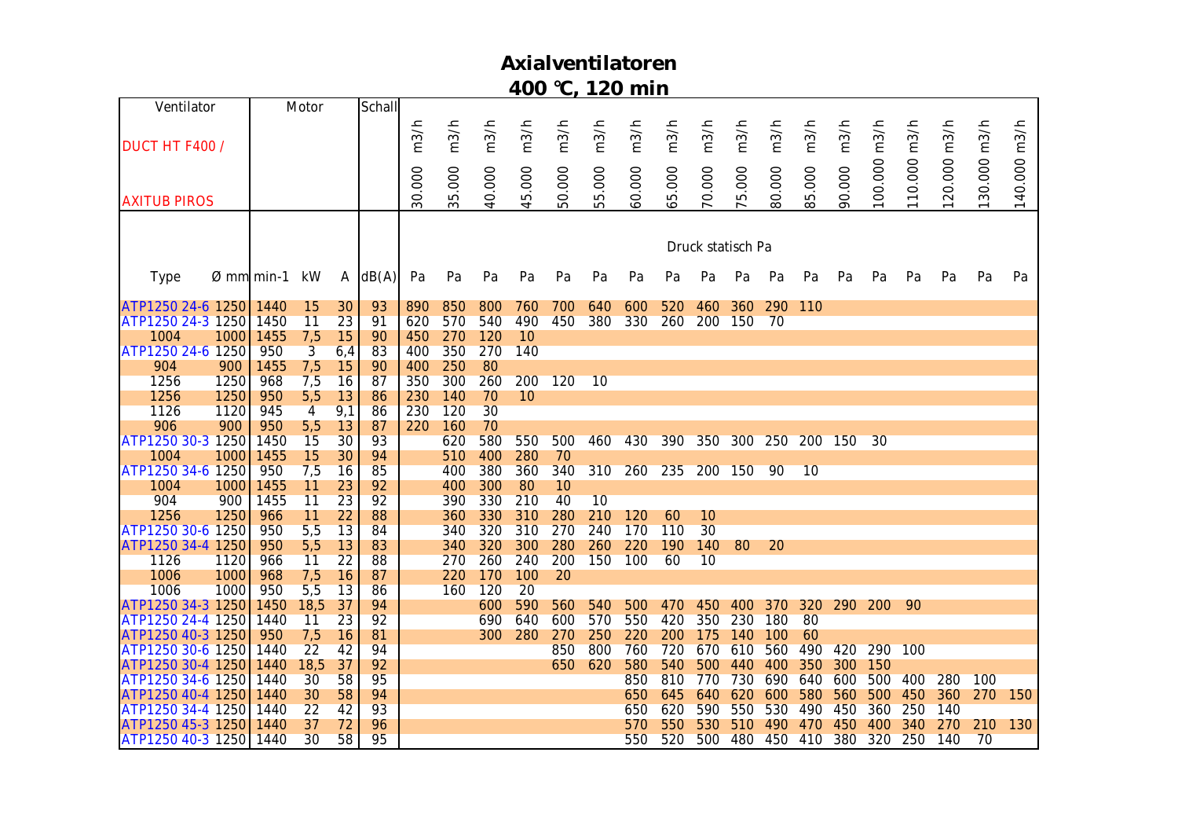# Axialventilatoren

## 400 °C, 120 min

| Ventilator<br>DUCT HT F400 /<br>AXITUB PIROS | | Motor | | | Schall | 30.000 m3/h | 35.000 m3/h | 40.000 m3/h | 45.000 m3/h | 50.000 m3/h | 55.000 m3/h | 60.000 m3/h | 65.000 m3/h | 70.000 m3/h | 75.000 m3/h | 80.000 m3/h | 85.000 m3/h | 90.000 m3/h | 100.000 m3/h | 110.000 m3/h | 120.000 m3/h | 130.000 m3/h | 140.000 m3/h |
|---|---|---|---|---|---|---|---|---|---|---|---|---|---|---|---|---|---|---|---|---|---|---|---|
| | | | | | | Druck statisch Pa | | | | | | | | | | | | | | | | | |
| Type | Ø mm | min-1 | kW | A | dB(A) | Pa | Pa | Pa | Pa | Pa | Pa | Pa | Pa | Pa | Pa | Pa | Pa | Pa | Pa | Pa | Pa | Pa | Pa |
| ATP1250 24-6 | 1250 | 1440 | 15 | 30 | 93 | 890 | 850 | 800 | 760 | 700 | 640 | 600 | 520 | 460 | 360 | 290 | 110 | | | | | | |
| ATP1250 24-3 | 1250 | 1450 | 11 | 23 | 91 | 620 | 570 | 540 | 490 | 450 | 380 | 330 | 260 | 200 | 150 | 70 | | | | | | | |
| 1004 | 1000 | 1455 | 7,5 | 15 | 90 | 450 | 270 | 120 | 10 | | | | | | | | | | | | | | |
| ATP1250 24-6 | 1250 | 950 | 3 | 6,4 | 83 | 400 | 350 | 270 | 140 | | | | | | | | | | | | | | |
| 904 | 900 | 1455 | 7,5 | 15 | 90 | 400 | 250 | 80 | | | | | | | | | | | | | | | |
| 1256 | 1250 | 968 | 7,5 | 16 | 87 | 350 | 300 | 260 | 200 | 120 | 10 | | | | | | | | | | | | |
| 1256 | 1250 | 950 | 5,5 | 13 | 86 | 230 | 140 | 70 | 10 | | | | | | | | | | | | | | |
| 1126 | 1120 | 945 | 4 | 9,1 | 86 | 230 | 120 | 30 | | | | | | | | | | | | | | | |
| 906 | 900 | 950 | 5,5 | 13 | 87 | 220 | 160 | 70 | | | | | | | | | | | | | | | |
| ATP1250 30-3 | 1250 | 1450 | 15 | 30 | 93 | | 620 | 580 | 550 | 500 | 460 | 430 | 390 | 350 | 300 | 250 | 200 | 150 | 30 | | | | |
| 1004 | 1000 | 1455 | 15 | 30 | 94 | | 510 | 400 | 280 | 70 | | | | | | | | | | | | | |
| ATP1250 34-6 | 1250 | 950 | 7,5 | 16 | 85 | | 400 | 380 | 360 | 340 | 310 | 260 | 235 | 200 | 150 | 90 | 10 | | | | | | |
| 1004 | 1000 | 1455 | 11 | 23 | 92 | | 400 | 300 | 80 | 10 | | | | | | | | | | | | | |
| 904 | 900 | 1455 | 11 | 23 | 92 | | 390 | 330 | 210 | 40 | 10 | | | | | | | | | | | | |
| 1256 | 1250 | 966 | 11 | 22 | 88 | | 360 | 330 | 310 | 280 | 210 | 120 | 60 | 10 | | | | | | | | | |
| ATP1250 30-6 | 1250 | 950 | 5,5 | 13 | 84 | | 340 | 320 | 310 | 270 | 240 | 170 | 110 | 30 | | | | | | | | | |
| ATP1250 34-4 | 1250 | 950 | 5,5 | 13 | 83 | | 340 | 320 | 300 | 280 | 260 | 220 | 190 | 140 | 80 | 20 | | | | | | | |
| 1126 | 1120 | 966 | 11 | 22 | 88 | | 270 | 260 | 240 | 200 | 150 | 100 | 60 | 10 | | | | | | | | | |
| 1006 | 1000 | 968 | 7,5 | 16 | 87 | | 220 | 170 | 100 | 20 | | | | | | | | | | | | | |
| 1006 | 1000 | 950 | 5,5 | 13 | 86 | | 160 | 120 | 20 | | | | | | | | | | | | | | |
| ATP1250 34-3 | 1250 | 1450 | 18,5 | 37 | 94 | | | 600 | 590 | 560 | 540 | 500 | 470 | 450 | 400 | 370 | 320 | 290 | 200 | 90 | | | |
| ATP1250 24-4 | 1250 | 1440 | 11 | 23 | 92 | | | 690 | 640 | 600 | 570 | 550 | 420 | 350 | 230 | 180 | 80 | | | | | | |
| ATP1250 40-3 | 1250 | 950 | 7,5 | 16 | 81 | | | 300 | 280 | 270 | 250 | 220 | 200 | 175 | 140 | 100 | 60 | | | | | | |
| ATP1250 30-6 | 1250 | 1440 | 22 | 42 | 94 | | | | | 850 | 800 | 760 | 720 | 670 | 610 | 560 | 490 | 420 | 290 | 100 | | | |
| ATP1250 30-4 | 1250 | 1440 | 18,5 | 37 | 92 | | | | | 650 | 620 | 580 | 540 | 500 | 440 | 400 | 350 | 300 | 150 | | | | |
| ATP1250 34-6 | 1250 | 1440 | 30 | 58 | 95 | | | | | | | 850 | 810 | 770 | 730 | 690 | 640 | 600 | 500 | 400 | 280 | 100 | |
| ATP1250 40-4 | 1250 | 1440 | 30 | 58 | 94 | | | | | | | 650 | 645 | 640 | 620 | 600 | 580 | 560 | 500 | 450 | 360 | 270 | 150 |
| ATP1250 34-4 | 1250 | 1440 | 22 | 42 | 93 | | | | | | | 650 | 620 | 590 | 550 | 530 | 490 | 450 | 360 | 250 | 140 | | |
| ATP1250 45-3 | 1250 | 1440 | 37 | 72 | 96 | | | | | | | 570 | 550 | 530 | 510 | 490 | 470 | 450 | 400 | 340 | 270 | 210 | 130 |
| ATP1250 40-3 | 1250 | 1440 | 30 | 58 | 95 | | | | | | | 550 | 520 | 500 | 480 | 450 | 410 | 380 | 320 | 250 | 140 | 70 | |